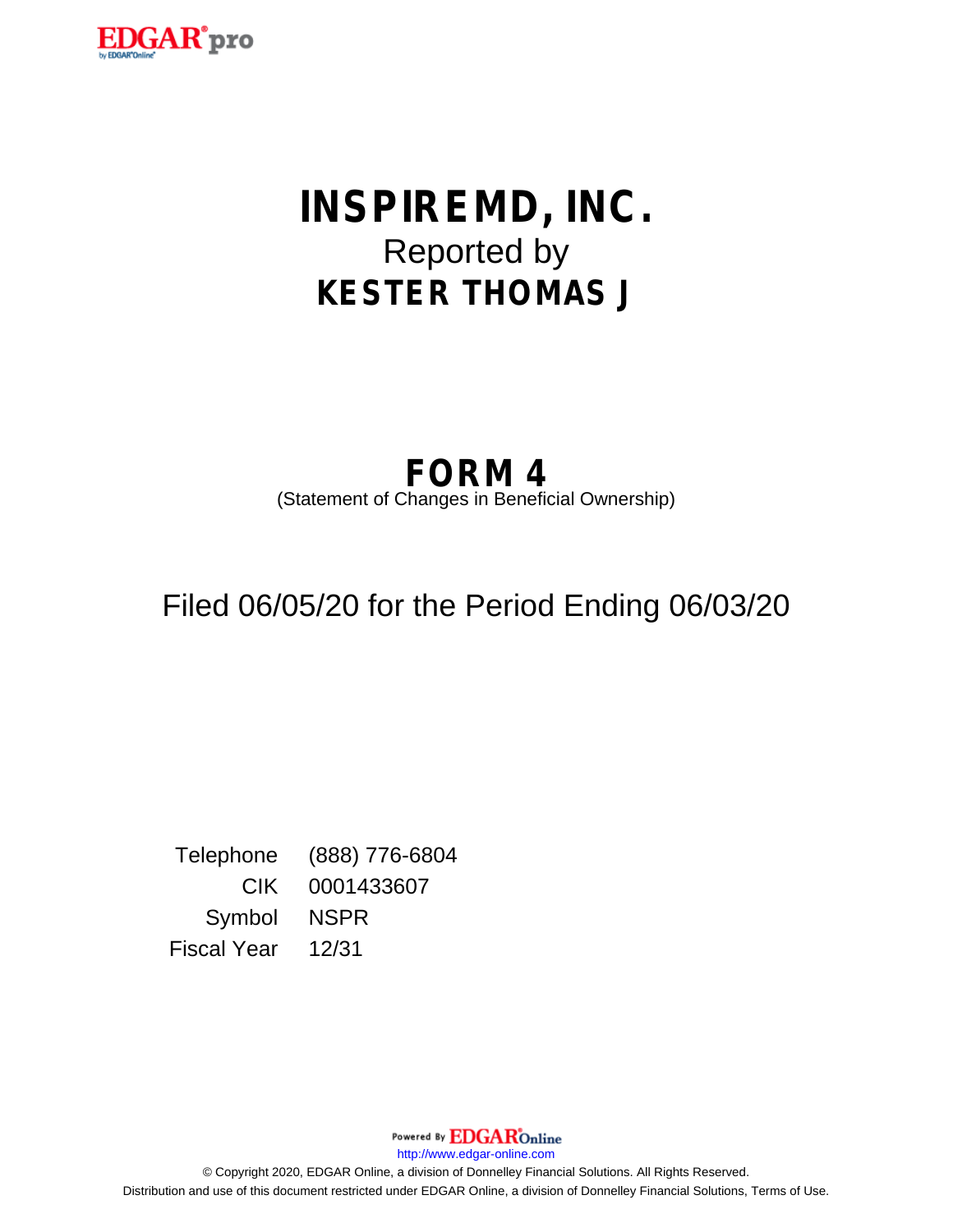# INSPIREMD, INC.

Reported by

# KESTER THOMAS J

## FORM 4

(Statement of Changes in Beneficial Ownership)

Filed 06/05/20 for the Period Ending 06/03/20

| | |
|---|---|
| Telephone | (888) 776-6804 |
| CIK | 0001433607 |
| Symbol | NSPR |
| Fiscal Year | 12/31 |

Powered By EDGAR Online

http://www.edgar-online.com

© Copyright 2020, EDGAR Online, a division of Donnelley Financial Solutions. All Rights Reserved.
Distribution and use of this document restricted under EDGAR Online, a division of Donnelley Financial Solutions, Terms of Use.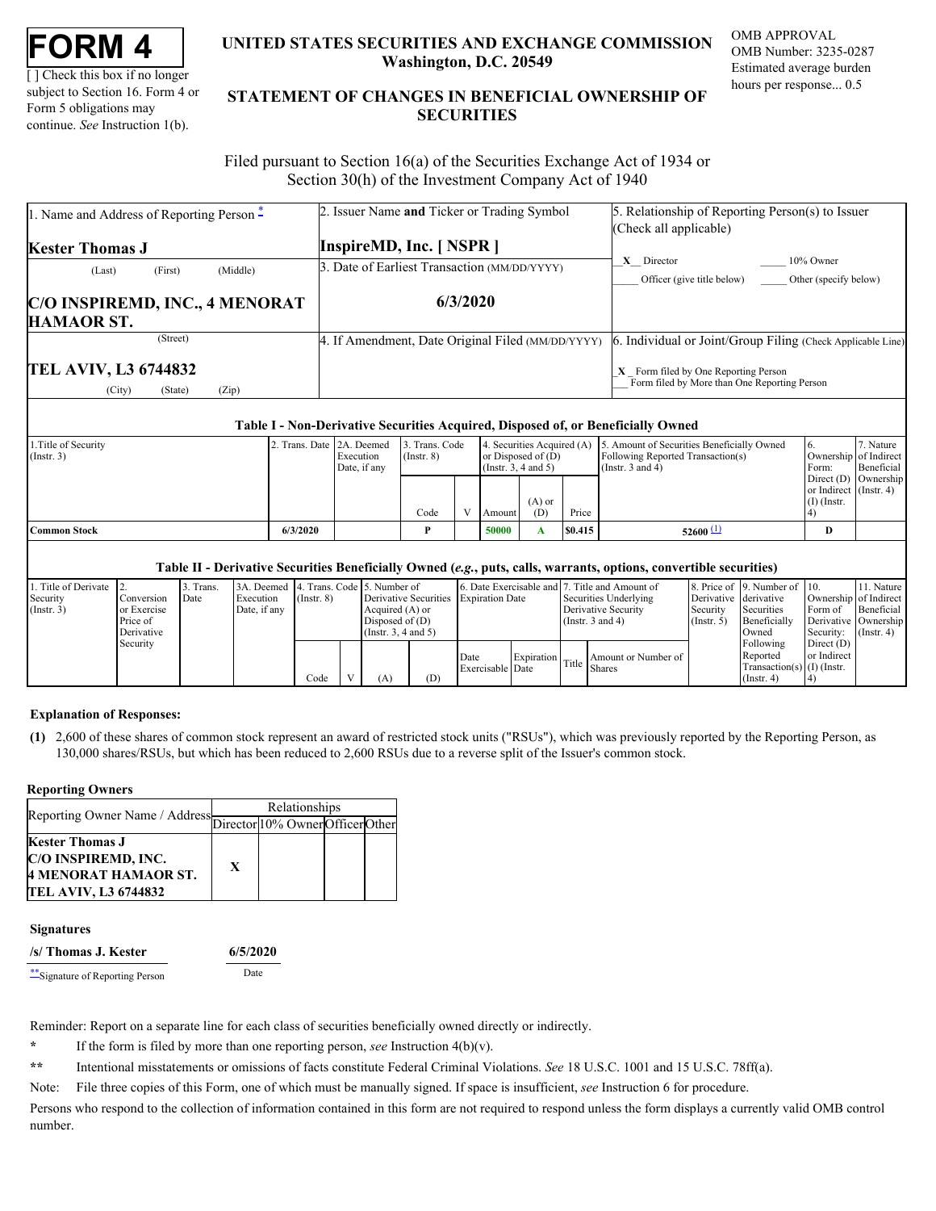# FORM 4

[ ] Check this box if no longer subject to Section 16. Form 4 or Form 5 obligations may continue. *See* Instruction 1(b).

**UNITED STATES SECURITIES AND EXCHANGE COMMISSION**
**Washington, D.C. 20549**

**STATEMENT OF CHANGES IN BENEFICIAL OWNERSHIP OF SECURITIES**

OMB APPROVAL
OMB Number: 3235-0287
Estimated average burden hours per response... 0.5

Filed pursuant to Section 16(a) of the Securities Exchange Act of 1934 or Section 30(h) of the Investment Company Act of 1940

| 1. Name and Address of Reporting Person * | 2. Issuer Name **and** Ticker or Trading Symbol | 5. Relationship of Reporting Person(s) to Issuer (Check all applicable) |
|---|---|---|
| **Kester Thomas J** (Last) (First) (Middle) | **InspireMD, Inc. [ NSPR ]** | _X_ Director ___ 10% Owner ___ Officer (give title below) ___ Other (specify below) |
| **C/O INSPIREMD, INC., 4 MENORAT HAMAOR ST.** (Street) | 3. Date of Earliest Transaction (MM/DD/YYYY) **6/3/2020** | |
| **TEL AVIV, L3 6744832** (City) (State) (Zip) | 4. If Amendment, Date Original Filed (MM/DD/YYYY) | 6. Individual or Joint/Group Filing (Check Applicable Line) _X_ Form filed by One Reporting Person ___ Form filed by More than One Reporting Person |

**Table I - Non-Derivative Securities Acquired, Disposed of, or Beneficially Owned**

| 1.Title of Security (Instr. 3) | 2. Trans. Date | 2A. Deemed Execution Date, if any | 3. Trans. Code (Instr. 8) | | 4. Securities Acquired (A) or Disposed of (D) (Instr. 3, 4 and 5) | | | 5. Amount of Securities Beneficially Owned Following Reported Transaction(s) (Instr. 3 and 4) | 6. Ownership Form: Direct (D) or Indirect (I) (Instr. 4) | 7. Nature of Indirect Beneficial Ownership (Instr. 4) |
|---|---|---|---|---|---|---|---|---|---|---|
| | | | Code | V | Amount | (A) or (D) | Price | | | |
| **Common Stock** | **6/3/2020** | | **P** | | **50000** | **A** | **$0.415** | **52600** (1) | **D** | |

**Table II - Derivative Securities Beneficially Owned (*e.g.*, puts, calls, warrants, options, convertible securities)**

| 1. Title of Derivate Security (Instr. 3) | 2. Conversion or Exercise Price of Derivative Security | 3. Trans. Date | 3A. Deemed Execution Date, if any | 4. Trans. Code (Instr. 8) | | 5. Number of Derivative Securities Acquired (A) or Disposed of (D) (Instr. 3, 4 and 5) | | 6. Date Exercisable and Expiration Date | | 7. Title and Amount of Securities Underlying Derivative Security (Instr. 3 and 4) | | 8. Price of Derivative Security (Instr. 5) | 9. Number of derivative Securities Beneficially Owned Following Reported Transaction(s) (Instr. 4) | 10. Ownership Form of Derivative Security: Direct (D) or Indirect (I) (Instr. 4) | 11. Nature of Indirect Beneficial Ownership (Instr. 4) |
|---|---|---|---|---|---|---|---|---|---|---|---|---|---|---|---|
| | | | | Code | V | (A) | (D) | Date Exercisable | Expiration Date | Title | Amount or Number of Shares | | | | |

**Explanation of Responses:**

**(1)** 2,600 of these shares of common stock represent an award of restricted stock units ("RSUs"), which was previously reported by the Reporting Person, as 130,000 shares/RSUs, but which has been reduced to 2,600 RSUs due to a reverse split of the Issuer's common stock.

**Reporting Owners**

| Reporting Owner Name / Address | Relationships | | | |
|---|---|---|---|---|
| | Director | 10% Owner | Officer | Other |
| **Kester Thomas J C/O INSPIREMD, INC. 4 MENORAT HAMAOR ST. TEL AVIV, L3 6744832** | X | | | |

**Signatures**

| | |
|---|---|
| **/s/ Thomas J. Kester** | **6/5/2020** |
| **Signature of Reporting Person | Date |

Reminder: Report on a separate line for each class of securities beneficially owned directly or indirectly.

\* If the form is filed by more than one reporting person, *see* Instruction 4(b)(v).

\*\* Intentional misstatements or omissions of facts constitute Federal Criminal Violations. *See* 18 U.S.C. 1001 and 15 U.S.C. 78ff(a).

Note: File three copies of this Form, one of which must be manually signed. If space is insufficient, *see* Instruction 6 for procedure.

Persons who respond to the collection of information contained in this form are not required to respond unless the form displays a currently valid OMB control number.